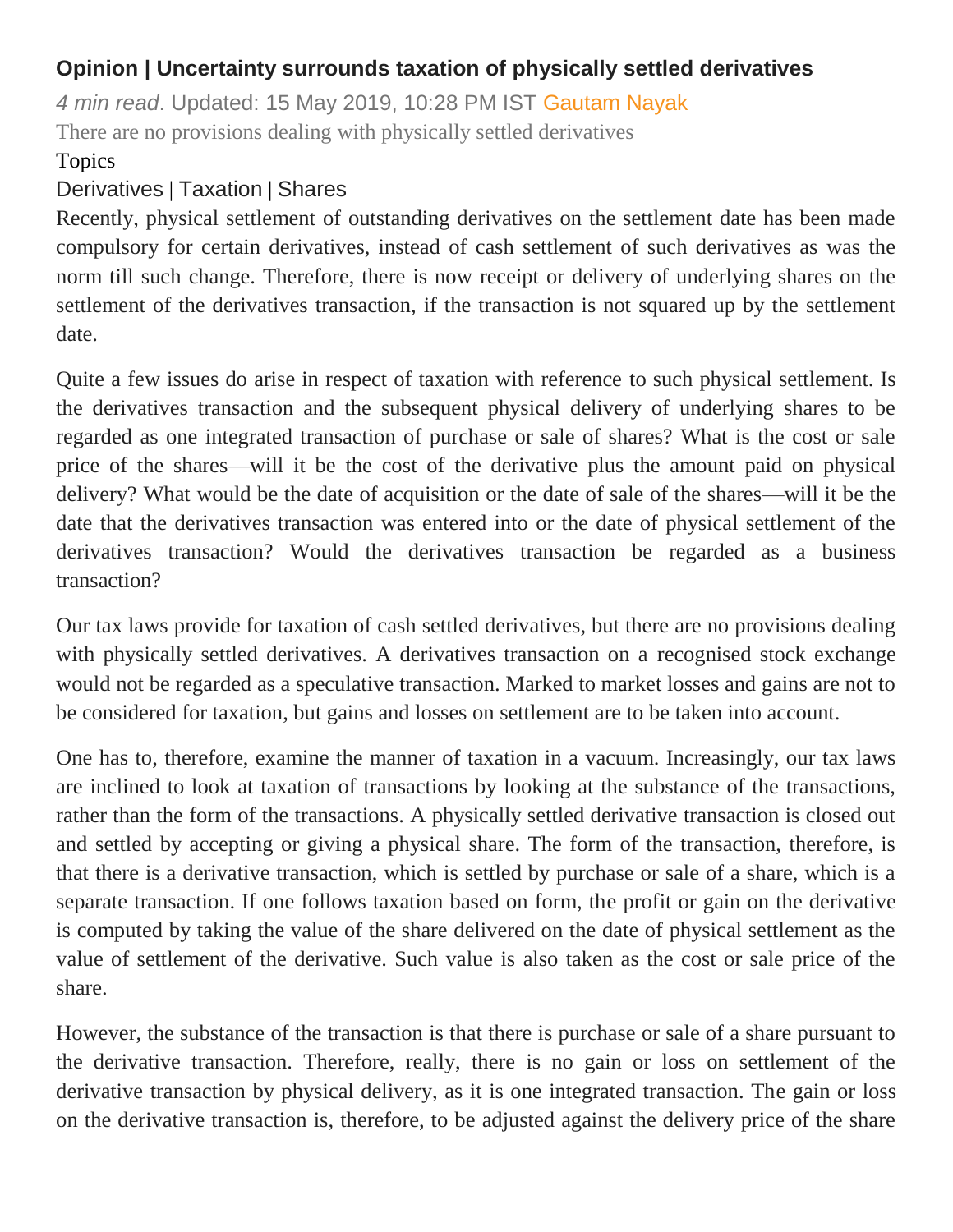# Opinion | Uncertainty surrounds taxation of physically settled derivatives

*4 min read*. Updated: 15 May 2019, 10:28 PM IST Gautam Nayak

There are no provisions dealing with physically settled derivatives

Topics

Derivatives | Taxation | Shares

Recently, physical settlement of outstanding derivatives on the settlement date has been made compulsory for certain derivatives, instead of cash settlement of such derivatives as was the norm till such change. Therefore, there is now receipt or delivery of underlying shares on the settlement of the derivatives transaction, if the transaction is not squared up by the settlement date.

Quite a few issues do arise in respect of taxation with reference to such physical settlement. Is the derivatives transaction and the subsequent physical delivery of underlying shares to be regarded as one integrated transaction of purchase or sale of shares? What is the cost or sale price of the shares—will it be the cost of the derivative plus the amount paid on physical delivery? What would be the date of acquisition or the date of sale of the shares—will it be the date that the derivatives transaction was entered into or the date of physical settlement of the derivatives transaction? Would the derivatives transaction be regarded as a business transaction?

Our tax laws provide for taxation of cash settled derivatives, but there are no provisions dealing with physically settled derivatives. A derivatives transaction on a recognised stock exchange would not be regarded as a speculative transaction. Marked to market losses and gains are not to be considered for taxation, but gains and losses on settlement are to be taken into account.

One has to, therefore, examine the manner of taxation in a vacuum. Increasingly, our tax laws are inclined to look at taxation of transactions by looking at the substance of the transactions, rather than the form of the transactions. A physically settled derivative transaction is closed out and settled by accepting or giving a physical share. The form of the transaction, therefore, is that there is a derivative transaction, which is settled by purchase or sale of a share, which is a separate transaction. If one follows taxation based on form, the profit or gain on the derivative is computed by taking the value of the share delivered on the date of physical settlement as the value of settlement of the derivative. Such value is also taken as the cost or sale price of the share.

However, the substance of the transaction is that there is purchase or sale of a share pursuant to the derivative transaction. Therefore, really, there is no gain or loss on settlement of the derivative transaction by physical delivery, as it is one integrated transaction. The gain or loss on the derivative transaction is, therefore, to be adjusted against the delivery price of the share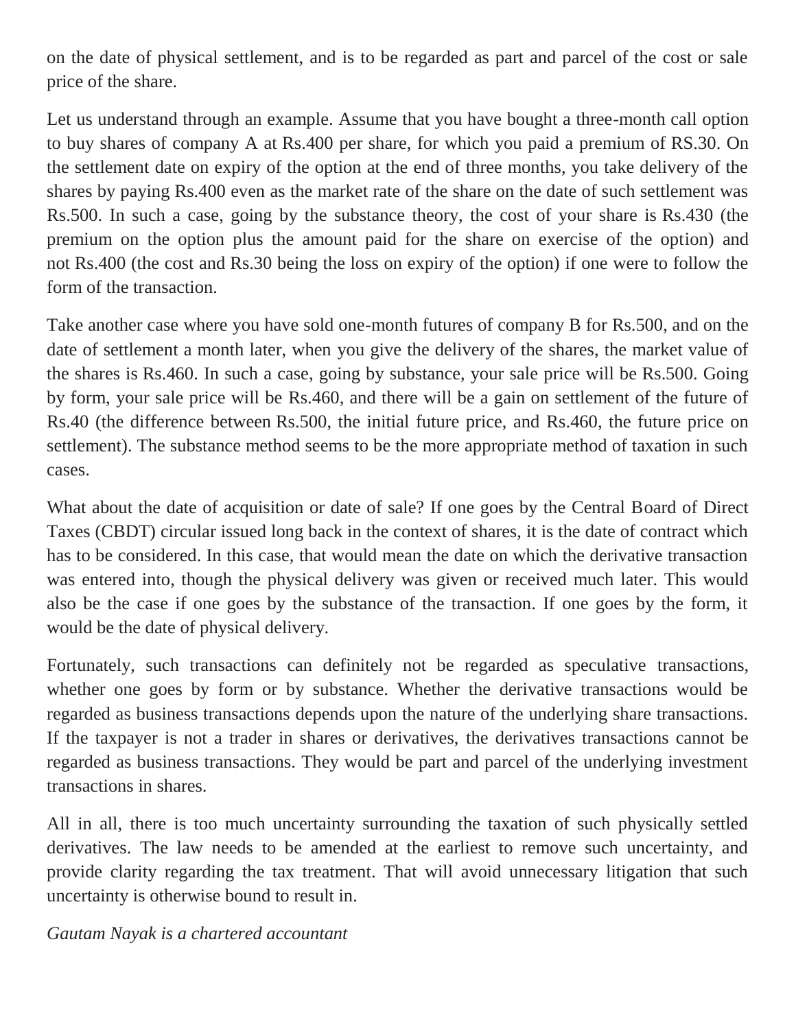on the date of physical settlement, and is to be regarded as part and parcel of the cost or sale price of the share.

Let us understand through an example. Assume that you have bought a three-month call option to buy shares of company A at Rs.400 per share, for which you paid a premium of RS.30. On the settlement date on expiry of the option at the end of three months, you take delivery of the shares by paying Rs.400 even as the market rate of the share on the date of such settlement was Rs.500. In such a case, going by the substance theory, the cost of your share is Rs.430 (the premium on the option plus the amount paid for the share on exercise of the option) and not Rs.400 (the cost and Rs.30 being the loss on expiry of the option) if one were to follow the form of the transaction.

Take another case where you have sold one-month futures of company B for Rs.500, and on the date of settlement a month later, when you give the delivery of the shares, the market value of the shares is Rs.460. In such a case, going by substance, your sale price will be Rs.500. Going by form, your sale price will be Rs.460, and there will be a gain on settlement of the future of Rs.40 (the difference between Rs.500, the initial future price, and Rs.460, the future price on settlement). The substance method seems to be the more appropriate method of taxation in such cases.

What about the date of acquisition or date of sale? If one goes by the Central Board of Direct Taxes (CBDT) circular issued long back in the context of shares, it is the date of contract which has to be considered. In this case, that would mean the date on which the derivative transaction was entered into, though the physical delivery was given or received much later. This would also be the case if one goes by the substance of the transaction. If one goes by the form, it would be the date of physical delivery.

Fortunately, such transactions can definitely not be regarded as speculative transactions, whether one goes by form or by substance. Whether the derivative transactions would be regarded as business transactions depends upon the nature of the underlying share transactions. If the taxpayer is not a trader in shares or derivatives, the derivatives transactions cannot be regarded as business transactions. They would be part and parcel of the underlying investment transactions in shares.

All in all, there is too much uncertainty surrounding the taxation of such physically settled derivatives. The law needs to be amended at the earliest to remove such uncertainty, and provide clarity regarding the tax treatment. That will avoid unnecessary litigation that such uncertainty is otherwise bound to result in.

*Gautam Nayak is a chartered accountant*